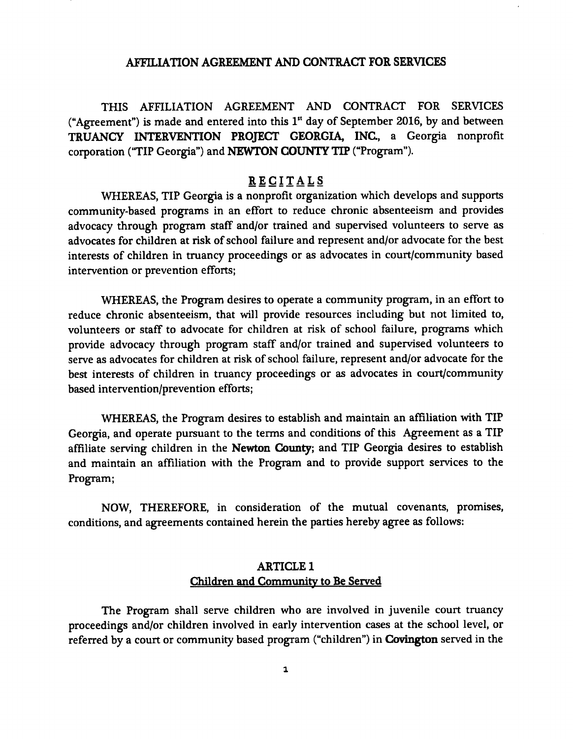# AFFILIATION AGREEMENT AND CONTRACT FOR SERVICES

THIS AFFILIATION AGREEMENT AND CONTRACT FOR SERVICES ("Agreement") is made and entered into this 1st day of September 2016, by and between **TRUANCY INTERVENTION PROJECT GEORGIA, INC.**, a Georgia nonprofit corporation ("TIP Georgia") and **NEWTON COUNTY TIP** ("Program").

## RECITALS

WHEREAS, TIP Georgia is a nonprofit organization which develops and supports community-based programs in an effort to reduce chronic absenteeism and provides advocacy through program staff and/or trained and supervised volunteers to serve as advocates for children at risk of school failure and represent and/or advocate for the best interests of children in truancy proceedings or as advocates in court/community based intervention or prevention efforts;

WHEREAS, the Program desires to operate a community program, in an effort to reduce chronic absenteeism, that will provide resources including but not limited to, volunteers or staff to advocate for children at risk of school failure, programs which provide advocacy through program staff and/or trained and supervised volunteers to serve as advocates for children at risk of school failure, represent and/or advocate for the best interests of children in truancy proceedings or as advocates in court/community based intervention/prevention efforts;

WHEREAS, the Program desires to establish and maintain an affiliation with TIP Georgia, and operate pursuant to the terms and conditions of this Agreement as a TIP affiliate serving children in the **Newton County**; and TIP Georgia desires to establish and maintain an affiliation with the Program and to provide support services to the Program;

NOW, THEREFORE, in consideration of the mutual covenants, promises, conditions, and agreements contained herein the parties hereby agree as follows:

## ARTICLE 1
### Children and Community to Be Served

The Program shall serve children who are involved in juvenile court truancy proceedings and/or children involved in early intervention cases at the school level, or referred by a court or community based program ("children") in **Covington** served in the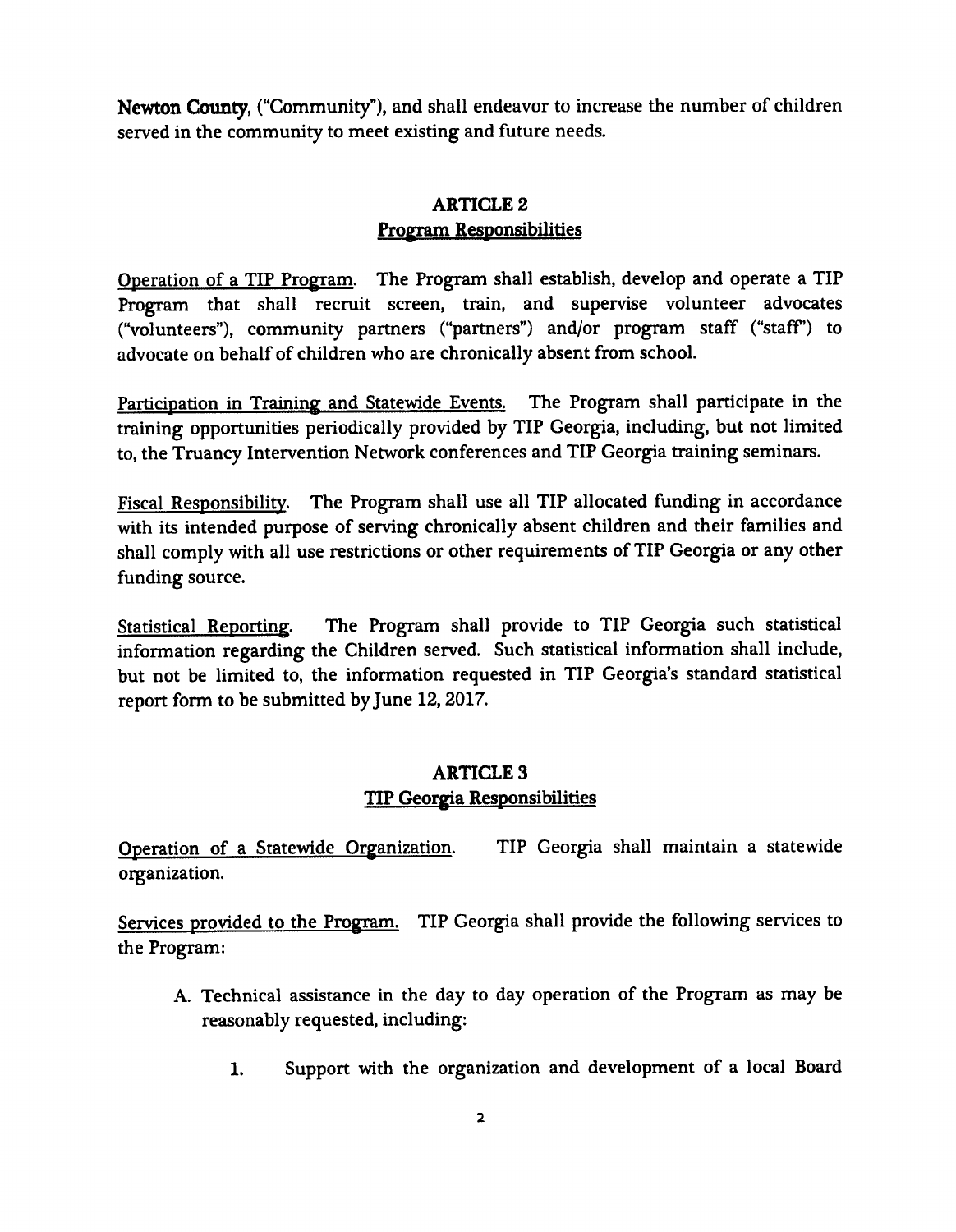**Newton County**, ("Community"), and shall endeavor to increase the number of children served in the community to meet existing and future needs.

## ARTICLE 2
## Program Responsibilities

Operation of a TIP Program. The Program shall establish, develop and operate a TIP Program that shall recruit screen, train, and supervise volunteer advocates ("volunteers"), community partners ("partners") and/or program staff ("staff") to advocate on behalf of children who are chronically absent from school.

Participation in Training and Statewide Events. The Program shall participate in the training opportunities periodically provided by TIP Georgia, including, but not limited to, the Truancy Intervention Network conferences and TIP Georgia training seminars.

Fiscal Responsibility. The Program shall use all TIP allocated funding in accordance with its intended purpose of serving chronically absent children and their families and shall comply with all use restrictions or other requirements of TIP Georgia or any other funding source.

Statistical Reporting. The Program shall provide to TIP Georgia such statistical information regarding the Children served. Such statistical information shall include, but not be limited to, the information requested in TIP Georgia's standard statistical report form to be submitted by June 12, 2017.

## ARTICLE 3
## TIP Georgia Responsibilities

Operation of a Statewide Organization. TIP Georgia shall maintain a statewide organization.

Services provided to the Program. TIP Georgia shall provide the following services to the Program:

A. Technical assistance in the day to day operation of the Program as may be reasonably requested, including:

    1. Support with the organization and development of a local Board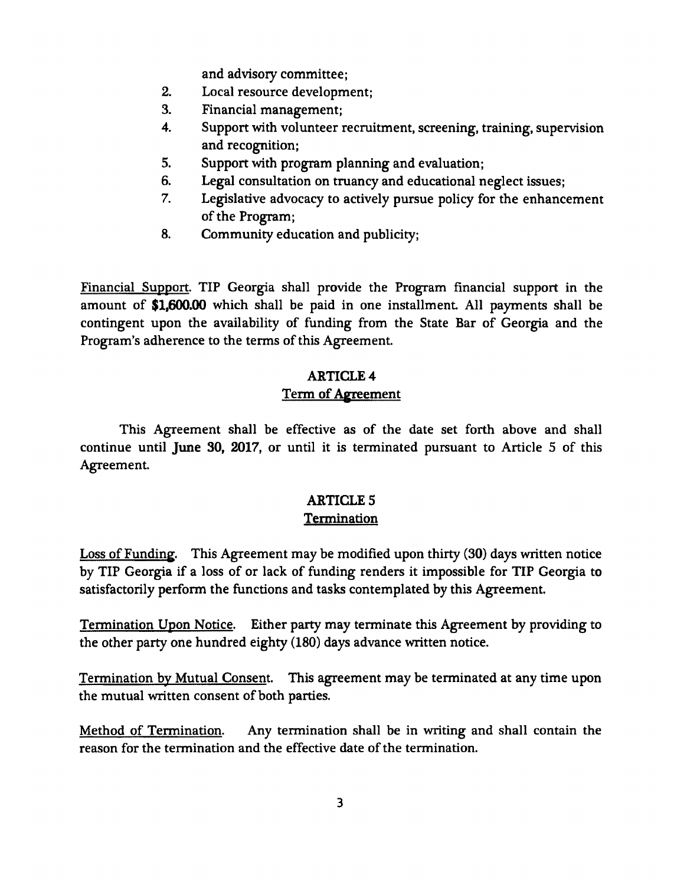and advisory committee;

2. Local resource development;
3. Financial management;
4. Support with volunteer recruitment, screening, training, supervision and recognition;
5. Support with program planning and evaluation;
6. Legal consultation on truancy and educational neglect issues;
7. Legislative advocacy to actively pursue policy for the enhancement of the Program;
8. Community education and publicity;

Financial Support. TIP Georgia shall provide the Program financial support in the amount of **$1,600.00** which shall be paid in one installment. All payments shall be contingent upon the availability of funding from the State Bar of Georgia and the Program's adherence to the terms of this Agreement.

## ARTICLE 4
### Term of Agreement

This Agreement shall be effective as of the date set forth above and shall continue until **June 30, 2017**, or until it is terminated pursuant to Article 5 of this Agreement.

## ARTICLE 5
### Termination

Loss of Funding. This Agreement may be modified upon thirty (30) days written notice by TIP Georgia if a loss of or lack of funding renders it impossible for TIP Georgia to satisfactorily perform the functions and tasks contemplated by this Agreement.

Termination Upon Notice. Either party may terminate this Agreement by providing to the other party one hundred eighty (180) days advance written notice.

Termination by Mutual Consent. This agreement may be terminated at any time upon the mutual written consent of both parties.

Method of Termination. Any termination shall be in writing and shall contain the reason for the termination and the effective date of the termination.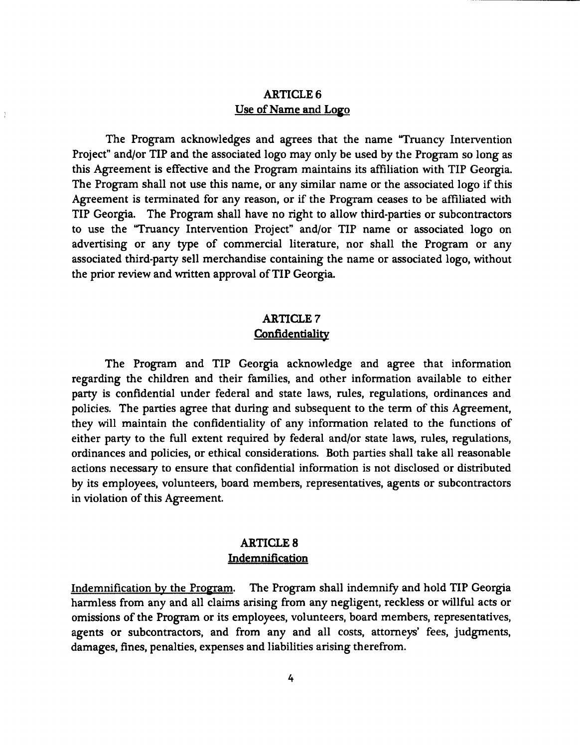## ARTICLE 6
### Use of Name and Logo

The Program acknowledges and agrees that the name "Truancy Intervention Project" and/or TIP and the associated logo may only be used by the Program so long as this Agreement is effective and the Program maintains its affiliation with TIP Georgia. The Program shall not use this name, or any similar name or the associated logo if this Agreement is terminated for any reason, or if the Program ceases to be affiliated with TIP Georgia. The Program shall have no right to allow third-parties or subcontractors to use the "Truancy Intervention Project" and/or TIP name or associated logo on advertising or any type of commercial literature, nor shall the Program or any associated third-party sell merchandise containing the name or associated logo, without the prior review and written approval of TIP Georgia.

## ARTICLE 7
### Confidentiality

The Program and TIP Georgia acknowledge and agree that information regarding the children and their families, and other information available to either party is confidential under federal and state laws, rules, regulations, ordinances and policies. The parties agree that during and subsequent to the term of this Agreement, they will maintain the confidentiality of any information related to the functions of either party to the full extent required by federal and/or state laws, rules, regulations, ordinances and policies, or ethical considerations. Both parties shall take all reasonable actions necessary to ensure that confidential information is not disclosed or distributed by its employees, volunteers, board members, representatives, agents or subcontractors in violation of this Agreement.

## ARTICLE 8
### Indemnification

Indemnification by the Program. The Program shall indemnify and hold TIP Georgia harmless from any and all claims arising from any negligent, reckless or willful acts or omissions of the Program or its employees, volunteers, board members, representatives, agents or subcontractors, and from any and all costs, attorneys' fees, judgments, damages, fines, penalties, expenses and liabilities arising therefrom.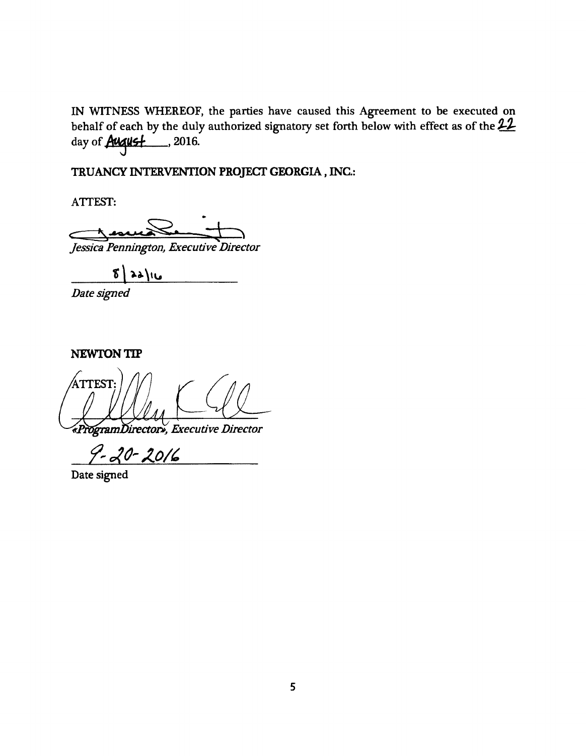IN WITNESS WHEREOF, the parties have caused this Agreement to be executed on behalf of each by the duly authorized signatory set forth below with effect as of the 22 day of August, 2016.

**TRUANCY INTERVENTION PROJECT GEORGIA , INC.:**

ATTEST:

*Jessica Pennington, Executive Director*

8/22/16

*Date signed*

**NEWTON TIP**

ATTEST:

*«ProgramDirector», Executive Director*

9-20-2016

Date signed